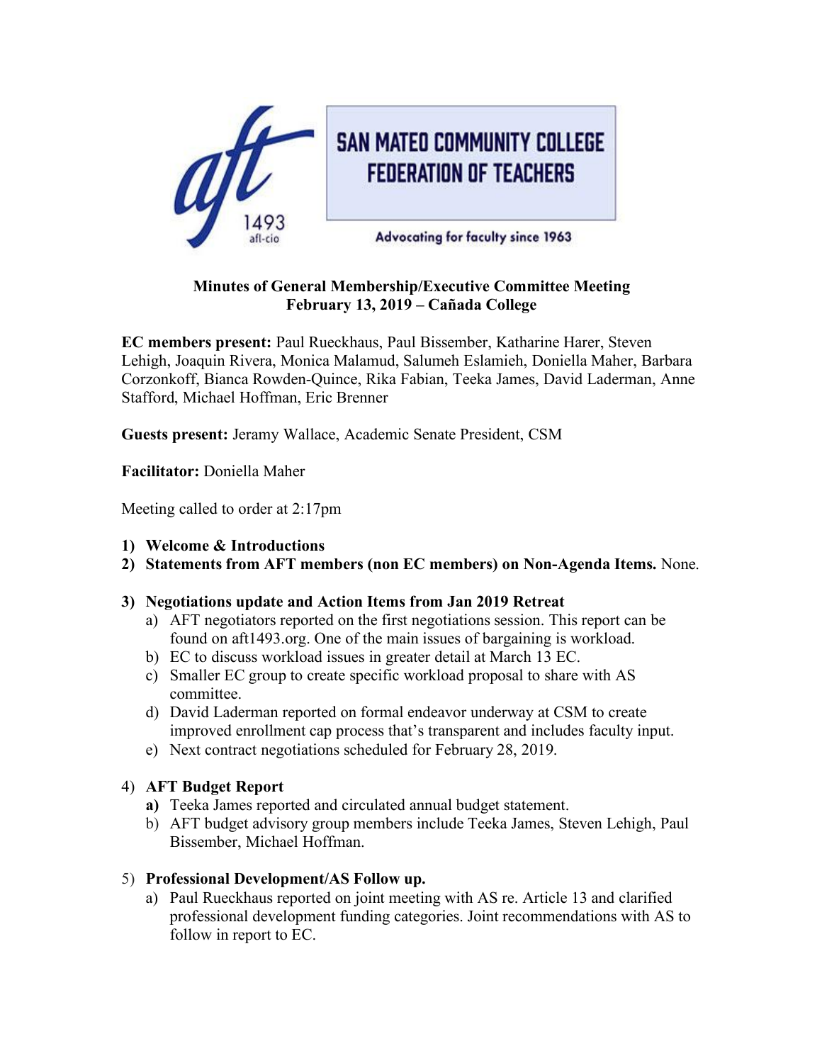# SAN MATEO COMMUNITY COLLEGE FEDERATION OF TEACHERS

aft 1493 afl-cio

Advocating for faculty since 1963

**Minutes of General Membership/Executive Committee Meeting**
**February 13, 2019 – Cañada College**

**EC members present:** Paul Rueckhaus, Paul Bissember, Katharine Harer, Steven Lehigh, Joaquin Rivera, Monica Malamud, Salumeh Eslamieh, Doniella Maher, Barbara Corzonkoff, Bianca Rowden-Quince, Rika Fabian, Teeka James, David Laderman, Anne Stafford, Michael Hoffman, Eric Brenner

**Guests present:** Jeramy Wallace, Academic Senate President, CSM

**Facilitator:** Doniella Maher

Meeting called to order at 2:17pm

1) **Welcome & Introductions**
2) **Statements from AFT members (non EC members) on Non-Agenda Items.** None.

3) **Negotiations update and Action Items from Jan 2019 Retreat**
   a) AFT negotiators reported on the first negotiations session. This report can be found on aft1493.org. One of the main issues of bargaining is workload.
   b) EC to discuss workload issues in greater detail at March 13 EC.
   c) Smaller EC group to create specific workload proposal to share with AS committee.
   d) David Laderman reported on formal endeavor underway at CSM to create improved enrollment cap process that's transparent and includes faculty input.
   e) Next contract negotiations scheduled for February 28, 2019.

4) **AFT Budget Report**
   **a)** Teeka James reported and circulated annual budget statement.
   b) AFT budget advisory group members include Teeka James, Steven Lehigh, Paul Bissember, Michael Hoffman.

5) **Professional Development/AS Follow up.**
   a) Paul Rueckhaus reported on joint meeting with AS re. Article 13 and clarified professional development funding categories. Joint recommendations with AS to follow in report to EC.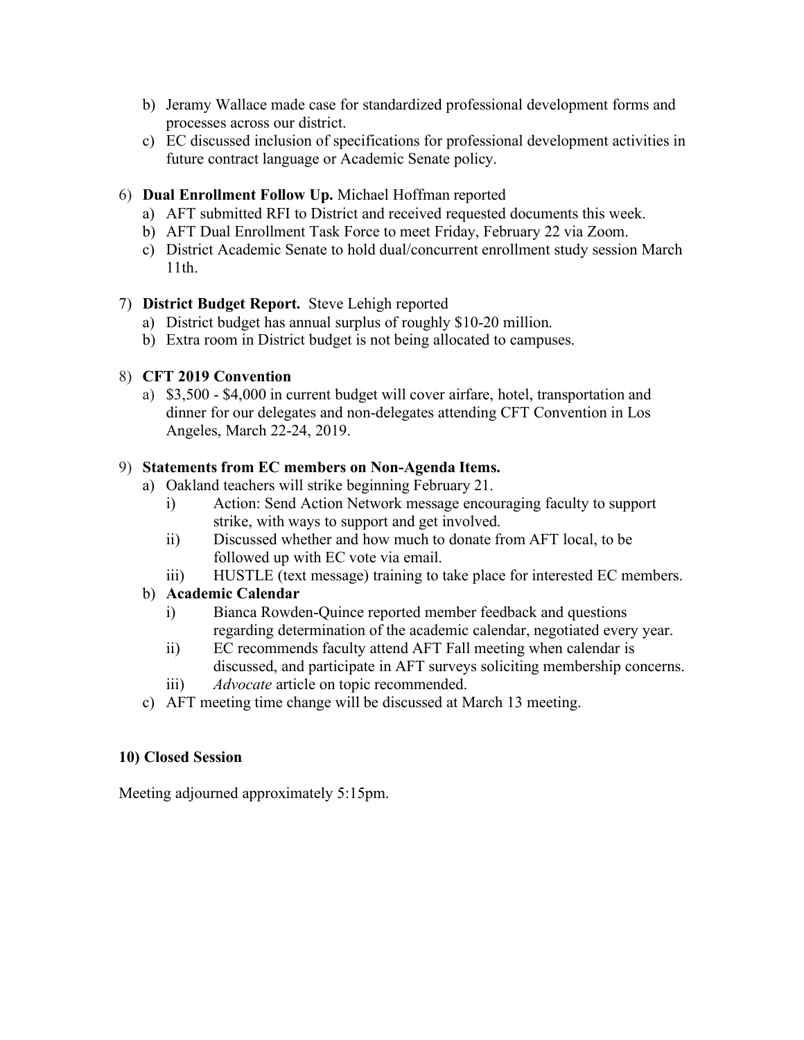b) Jeramy Wallace made case for standardized professional development forms and processes across our district.
c) EC discussed inclusion of specifications for professional development activities in future contract language or Academic Senate policy.

6) **Dual Enrollment Follow Up.** Michael Hoffman reported
   a) AFT submitted RFI to District and received requested documents this week.
   b) AFT Dual Enrollment Task Force to meet Friday, February 22 via Zoom.
   c) District Academic Senate to hold dual/concurrent enrollment study session March 11th.

7) **District Budget Report.** Steve Lehigh reported
   a) District budget has annual surplus of roughly $10-20 million.
   b) Extra room in District budget is not being allocated to campuses.

8) **CFT 2019 Convention**
   a) $3,500 - $4,000 in current budget will cover airfare, hotel, transportation and dinner for our delegates and non-delegates attending CFT Convention in Los Angeles, March 22-24, 2019.

9) **Statements from EC members on Non-Agenda Items.**
   a) Oakland teachers will strike beginning February 21.
      i) Action: Send Action Network message encouraging faculty to support strike, with ways to support and get involved.
      ii) Discussed whether and how much to donate from AFT local, to be followed up with EC vote via email.
      iii) HUSTLE (text message) training to take place for interested EC members.
   b) **Academic Calendar**
      i) Bianca Rowden-Quince reported member feedback and questions regarding determination of the academic calendar, negotiated every year.
      ii) EC recommends faculty attend AFT Fall meeting when calendar is discussed, and participate in AFT surveys soliciting membership concerns.
      iii) *Advocate* article on topic recommended.
   c) AFT meeting time change will be discussed at March 13 meeting.

**10) Closed Session**

Meeting adjourned approximately 5:15pm.